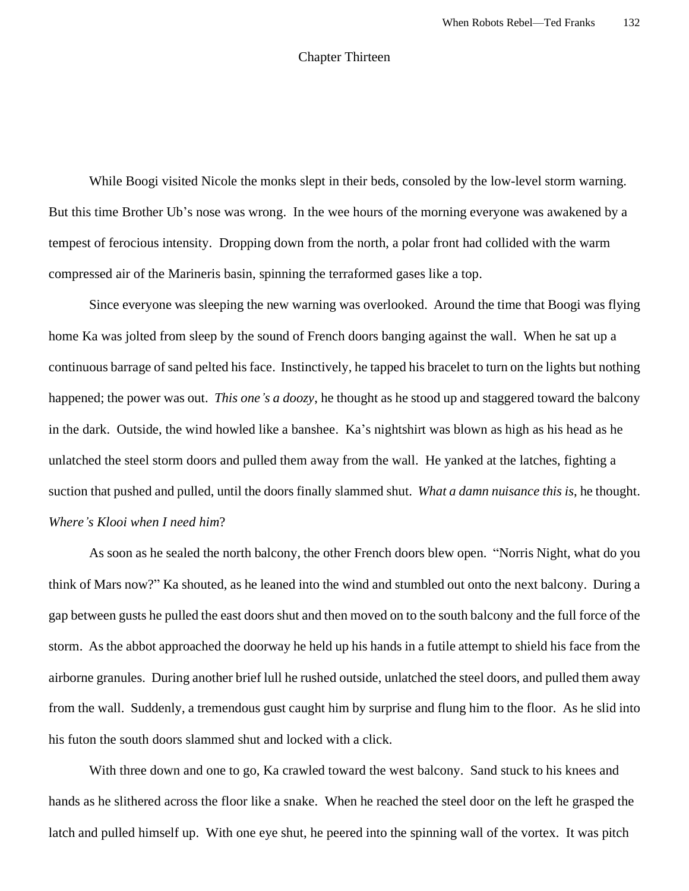# Chapter Thirteen

While Boogi visited Nicole the monks slept in their beds, consoled by the low-level storm warning. But this time Brother Ub's nose was wrong. In the wee hours of the morning everyone was awakened by a tempest of ferocious intensity. Dropping down from the north, a polar front had collided with the warm compressed air of the Marineris basin, spinning the terraformed gases like a top.

Since everyone was sleeping the new warning was overlooked. Around the time that Boogi was flying home Ka was jolted from sleep by the sound of French doors banging against the wall. When he sat up a continuous barrage of sand pelted his face. Instinctively, he tapped his bracelet to turn on the lights but nothing happened; the power was out. *This one's a doozy*, he thought as he stood up and staggered toward the balcony in the dark. Outside, the wind howled like a banshee. Ka's nightshirt was blown as high as his head as he unlatched the steel storm doors and pulled them away from the wall. He yanked at the latches, fighting a suction that pushed and pulled, until the doors finally slammed shut. *What a damn nuisance this is*, he thought. *Where's Klooi when I need him*?

As soon as he sealed the north balcony, the other French doors blew open. "Norris Night, what do you think of Mars now?" Ka shouted, as he leaned into the wind and stumbled out onto the next balcony. During a gap between gusts he pulled the east doors shut and then moved on to the south balcony and the full force of the storm. As the abbot approached the doorway he held up his hands in a futile attempt to shield his face from the airborne granules. During another brief lull he rushed outside, unlatched the steel doors, and pulled them away from the wall. Suddenly, a tremendous gust caught him by surprise and flung him to the floor. As he slid into his futon the south doors slammed shut and locked with a click.

With three down and one to go, Ka crawled toward the west balcony. Sand stuck to his knees and hands as he slithered across the floor like a snake. When he reached the steel door on the left he grasped the latch and pulled himself up. With one eye shut, he peered into the spinning wall of the vortex. It was pitch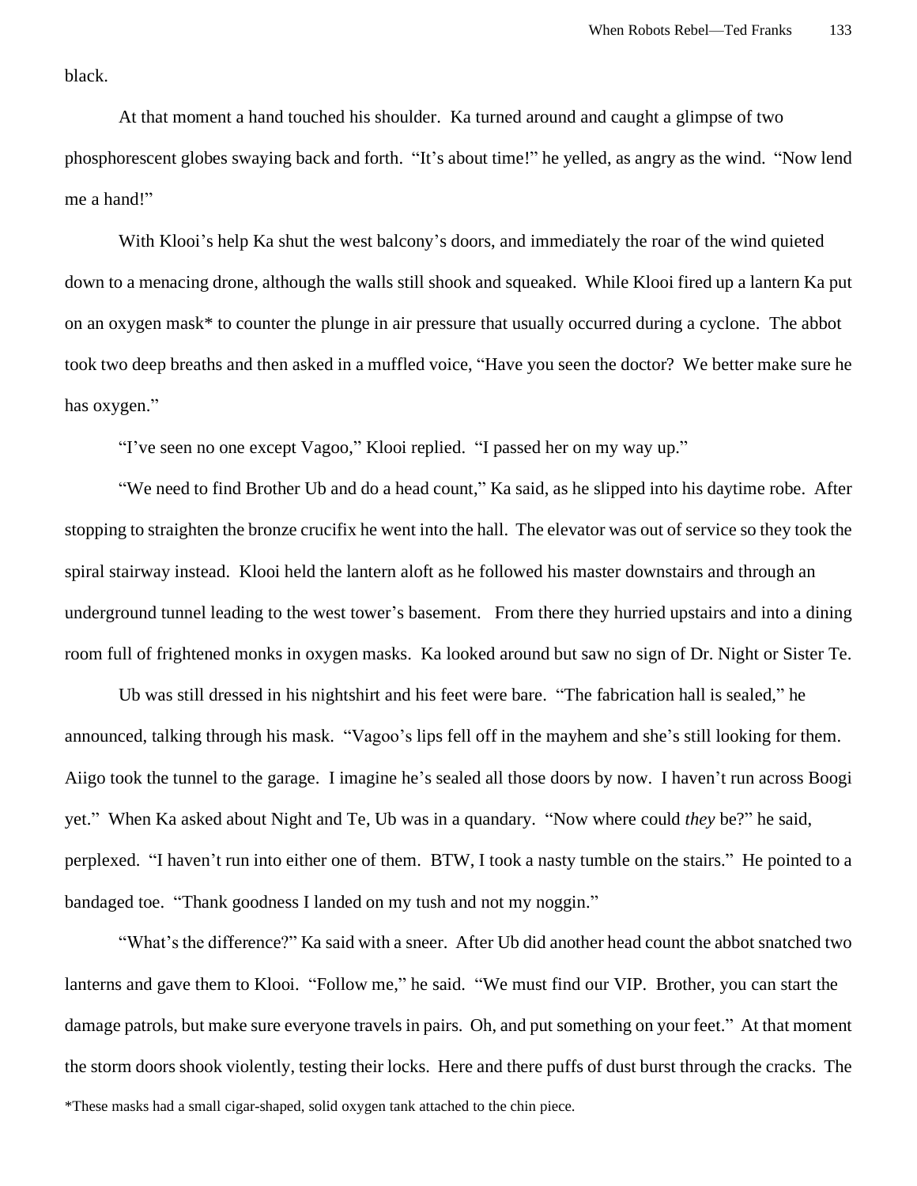black.

At that moment a hand touched his shoulder. Ka turned around and caught a glimpse of two phosphorescent globes swaying back and forth. "It's about time!" he yelled, as angry as the wind. "Now lend me a hand!"

With Klooi's help Ka shut the west balcony's doors, and immediately the roar of the wind quieted down to a menacing drone, although the walls still shook and squeaked. While Klooi fired up a lantern Ka put on an oxygen mask* to counter the plunge in air pressure that usually occurred during a cyclone. The abbot took two deep breaths and then asked in a muffled voice, "Have you seen the doctor? We better make sure he has oxygen."

"I've seen no one except Vagoo," Klooi replied. "I passed her on my way up."

"We need to find Brother Ub and do a head count," Ka said, as he slipped into his daytime robe. After stopping to straighten the bronze crucifix he went into the hall. The elevator was out of service so they took the spiral stairway instead. Klooi held the lantern aloft as he followed his master downstairs and through an underground tunnel leading to the west tower's basement. From there they hurried upstairs and into a dining room full of frightened monks in oxygen masks. Ka looked around but saw no sign of Dr. Night or Sister Te.

Ub was still dressed in his nightshirt and his feet were bare. "The fabrication hall is sealed," he announced, talking through his mask. "Vagoo's lips fell off in the mayhem and she's still looking for them. Aiigo took the tunnel to the garage. I imagine he's sealed all those doors by now. I haven't run across Boogi yet." When Ka asked about Night and Te, Ub was in a quandary. "Now where could *they* be?" he said, perplexed. "I haven't run into either one of them. BTW, I took a nasty tumble on the stairs." He pointed to a bandaged toe. "Thank goodness I landed on my tush and not my noggin."

"What's the difference?" Ka said with a sneer. After Ub did another head count the abbot snatched two lanterns and gave them to Klooi. "Follow me," he said. "We must find our VIP. Brother, you can start the damage patrols, but make sure everyone travels in pairs. Oh, and put something on your feet." At that moment the storm doors shook violently, testing their locks. Here and there puffs of dust burst through the cracks. The

*These masks had a small cigar-shaped, solid oxygen tank attached to the chin piece.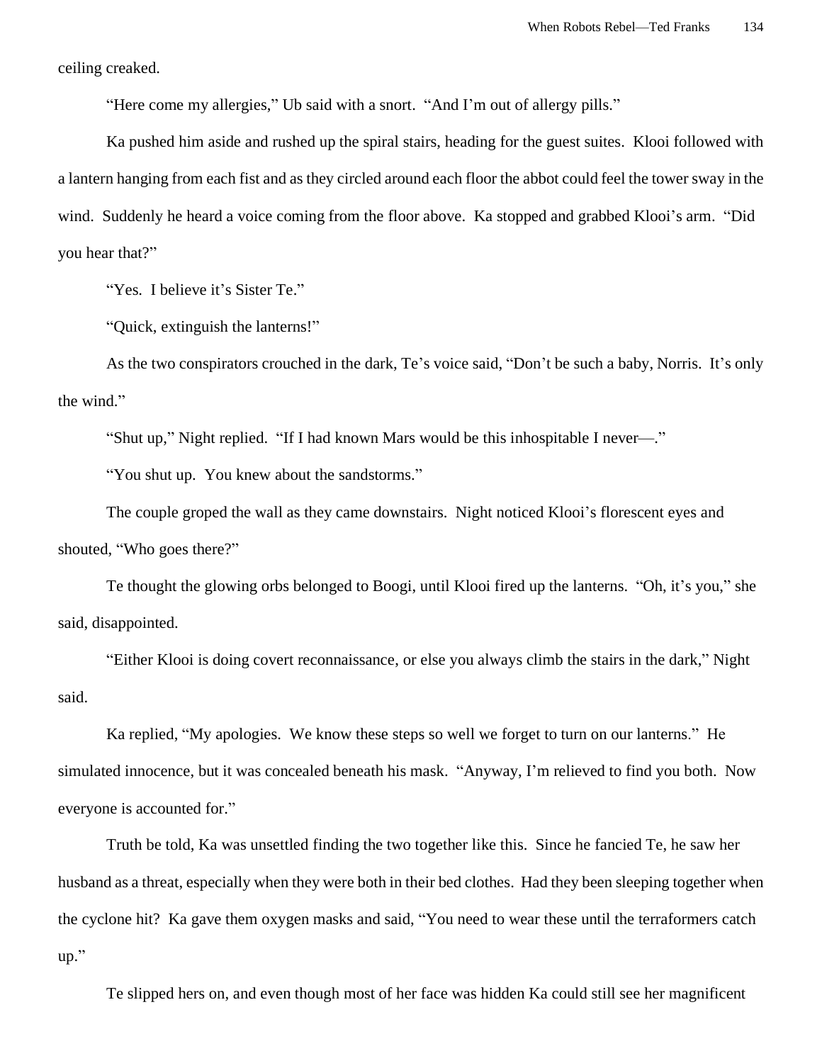ceiling creaked.

“Here come my allergies,” Ub said with a snort. “And I’m out of allergy pills.”

Ka pushed him aside and rushed up the spiral stairs, heading for the guest suites. Klooi followed with a lantern hanging from each fist and as they circled around each floor the abbot could feel the tower sway in the wind. Suddenly he heard a voice coming from the floor above. Ka stopped and grabbed Klooi’s arm. “Did you hear that?”

“Yes. I believe it’s Sister Te.”

“Quick, extinguish the lanterns!”

As the two conspirators crouched in the dark, Te’s voice said, “Don’t be such a baby, Norris. It’s only the wind.”

“Shut up,” Night replied. “If I had known Mars would be this inhospitable I never—.”

“You shut up. You knew about the sandstorms.”

The couple groped the wall as they came downstairs. Night noticed Klooi’s florescent eyes and shouted, “Who goes there?”

Te thought the glowing orbs belonged to Boogi, until Klooi fired up the lanterns. “Oh, it’s you,” she said, disappointed.

“Either Klooi is doing covert reconnaissance, or else you always climb the stairs in the dark,” Night said.

Ka replied, “My apologies. We know these steps so well we forget to turn on our lanterns.” He simulated innocence, but it was concealed beneath his mask. “Anyway, I’m relieved to find you both. Now everyone is accounted for.”

Truth be told, Ka was unsettled finding the two together like this. Since he fancied Te, he saw her husband as a threat, especially when they were both in their bed clothes. Had they been sleeping together when the cyclone hit? Ka gave them oxygen masks and said, “You need to wear these until the terraformers catch up.”

Te slipped hers on, and even though most of her face was hidden Ka could still see her magnificent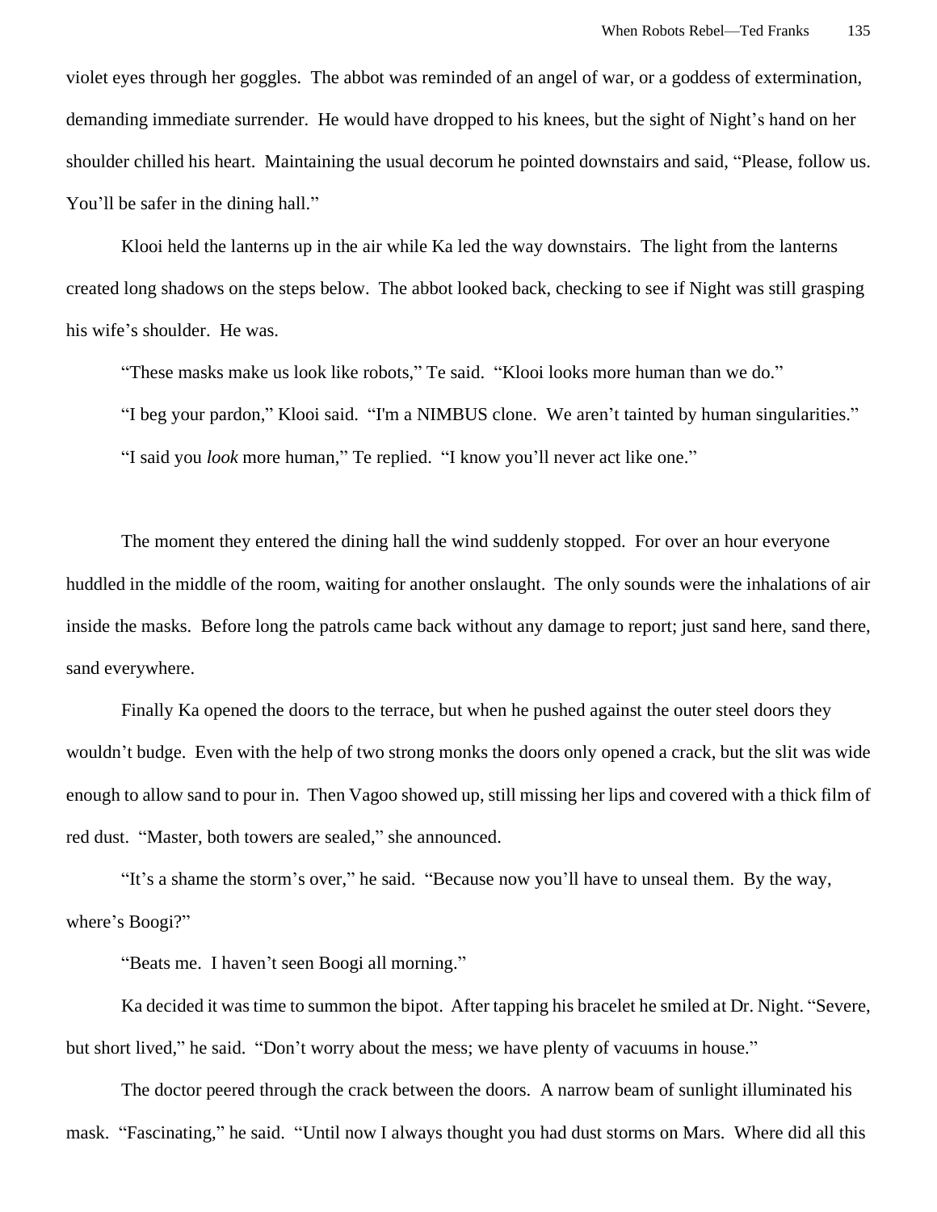violet eyes through her goggles. The abbot was reminded of an angel of war, or a goddess of extermination, demanding immediate surrender. He would have dropped to his knees, but the sight of Night's hand on her shoulder chilled his heart. Maintaining the usual decorum he pointed downstairs and said, "Please, follow us. You'll be safer in the dining hall."

Klooi held the lanterns up in the air while Ka led the way downstairs. The light from the lanterns created long shadows on the steps below. The abbot looked back, checking to see if Night was still grasping his wife's shoulder. He was.

"These masks make us look like robots," Te said. "Klooi looks more human than we do."

"I beg your pardon," Klooi said. "I'm a NIMBUS clone. We aren't tainted by human singularities."

"I said you *look* more human," Te replied. "I know you'll never act like one."

The moment they entered the dining hall the wind suddenly stopped. For over an hour everyone huddled in the middle of the room, waiting for another onslaught. The only sounds were the inhalations of air inside the masks. Before long the patrols came back without any damage to report; just sand here, sand there, sand everywhere.

Finally Ka opened the doors to the terrace, but when he pushed against the outer steel doors they wouldn't budge. Even with the help of two strong monks the doors only opened a crack, but the slit was wide enough to allow sand to pour in. Then Vagoo showed up, still missing her lips and covered with a thick film of red dust. "Master, both towers are sealed," she announced.

"It's a shame the storm's over," he said. "Because now you'll have to unseal them. By the way, where's Boogi?"

"Beats me. I haven't seen Boogi all morning."

Ka decided it was time to summon the bipot. After tapping his bracelet he smiled at Dr. Night. "Severe, but short lived," he said. "Don't worry about the mess; we have plenty of vacuums in house."

The doctor peered through the crack between the doors. A narrow beam of sunlight illuminated his mask. "Fascinating," he said. "Until now I always thought you had dust storms on Mars. Where did all this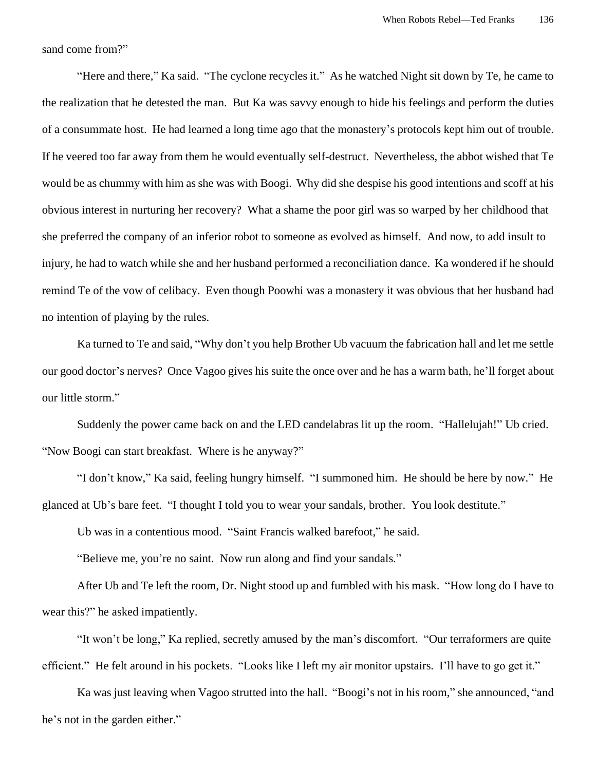sand come from?"

"Here and there," Ka said. "The cyclone recycles it." As he watched Night sit down by Te, he came to the realization that he detested the man. But Ka was savvy enough to hide his feelings and perform the duties of a consummate host. He had learned a long time ago that the monastery's protocols kept him out of trouble. If he veered too far away from them he would eventually self-destruct. Nevertheless, the abbot wished that Te would be as chummy with him as she was with Boogi. Why did she despise his good intentions and scoff at his obvious interest in nurturing her recovery? What a shame the poor girl was so warped by her childhood that she preferred the company of an inferior robot to someone as evolved as himself. And now, to add insult to injury, he had to watch while she and her husband performed a reconciliation dance. Ka wondered if he should remind Te of the vow of celibacy. Even though Poowhi was a monastery it was obvious that her husband had no intention of playing by the rules.

Ka turned to Te and said, "Why don't you help Brother Ub vacuum the fabrication hall and let me settle our good doctor's nerves? Once Vagoo gives his suite the once over and he has a warm bath, he'll forget about our little storm."

Suddenly the power came back on and the LED candelabras lit up the room. "Hallelujah!" Ub cried. "Now Boogi can start breakfast. Where is he anyway?"

"I don't know," Ka said, feeling hungry himself. "I summoned him. He should be here by now." He glanced at Ub's bare feet. "I thought I told you to wear your sandals, brother. You look destitute."

Ub was in a contentious mood. "Saint Francis walked barefoot," he said.

"Believe me, you're no saint. Now run along and find your sandals."

After Ub and Te left the room, Dr. Night stood up and fumbled with his mask. "How long do I have to wear this?" he asked impatiently.

"It won't be long," Ka replied, secretly amused by the man's discomfort. "Our terraformers are quite efficient." He felt around in his pockets. "Looks like I left my air monitor upstairs. I'll have to go get it."

Ka was just leaving when Vagoo strutted into the hall. "Boogi's not in his room," she announced, "and he's not in the garden either."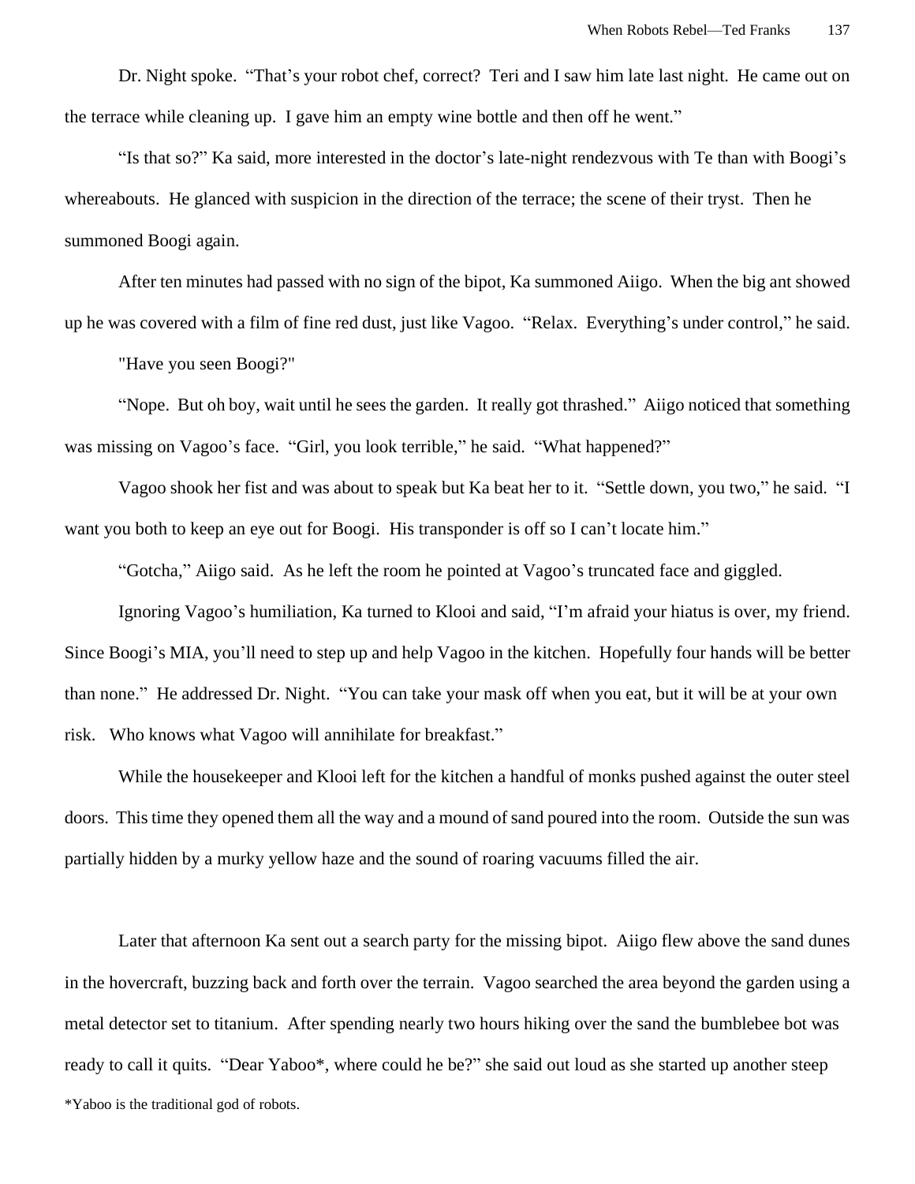Dr. Night spoke. "That's your robot chef, correct? Teri and I saw him late last night. He came out on the terrace while cleaning up. I gave him an empty wine bottle and then off he went."

"Is that so?" Ka said, more interested in the doctor's late-night rendezvous with Te than with Boogi's whereabouts. He glanced with suspicion in the direction of the terrace; the scene of their tryst. Then he summoned Boogi again.

After ten minutes had passed with no sign of the bipot, Ka summoned Aiigo. When the big ant showed up he was covered with a film of fine red dust, just like Vagoo. "Relax. Everything's under control," he said.

"Have you seen Boogi?"

"Nope. But oh boy, wait until he sees the garden. It really got thrashed." Aiigo noticed that something was missing on Vagoo's face. "Girl, you look terrible," he said. "What happened?"

Vagoo shook her fist and was about to speak but Ka beat her to it. "Settle down, you two," he said. "I want you both to keep an eye out for Boogi. His transponder is off so I can't locate him."

"Gotcha," Aiigo said. As he left the room he pointed at Vagoo's truncated face and giggled.

Ignoring Vagoo's humiliation, Ka turned to Klooi and said, "I'm afraid your hiatus is over, my friend. Since Boogi's MIA, you'll need to step up and help Vagoo in the kitchen. Hopefully four hands will be better than none." He addressed Dr. Night. "You can take your mask off when you eat, but it will be at your own risk. Who knows what Vagoo will annihilate for breakfast."

While the housekeeper and Klooi left for the kitchen a handful of monks pushed against the outer steel doors. This time they opened them all the way and a mound of sand poured into the room. Outside the sun was partially hidden by a murky yellow haze and the sound of roaring vacuums filled the air.

Later that afternoon Ka sent out a search party for the missing bipot. Aiigo flew above the sand dunes in the hovercraft, buzzing back and forth over the terrain. Vagoo searched the area beyond the garden using a metal detector set to titanium. After spending nearly two hours hiking over the sand the bumblebee bot was ready to call it quits. "Dear Yaboo*, where could he be?" she said out loud as she started up another steep

*Yaboo is the traditional god of robots.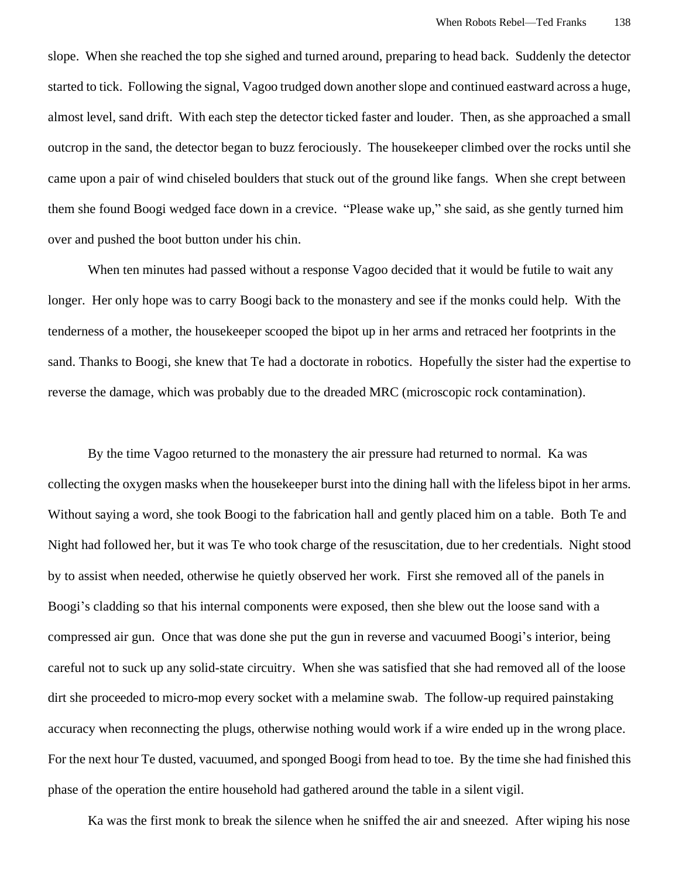slope. When she reached the top she sighed and turned around, preparing to head back. Suddenly the detector started to tick. Following the signal, Vagoo trudged down another slope and continued eastward across a huge, almost level, sand drift. With each step the detector ticked faster and louder. Then, as she approached a small outcrop in the sand, the detector began to buzz ferociously. The housekeeper climbed over the rocks until she came upon a pair of wind chiseled boulders that stuck out of the ground like fangs. When she crept between them she found Boogi wedged face down in a crevice. "Please wake up," she said, as she gently turned him over and pushed the boot button under his chin.

When ten minutes had passed without a response Vagoo decided that it would be futile to wait any longer. Her only hope was to carry Boogi back to the monastery and see if the monks could help. With the tenderness of a mother, the housekeeper scooped the bipot up in her arms and retraced her footprints in the sand. Thanks to Boogi, she knew that Te had a doctorate in robotics. Hopefully the sister had the expertise to reverse the damage, which was probably due to the dreaded MRC (microscopic rock contamination).

By the time Vagoo returned to the monastery the air pressure had returned to normal. Ka was collecting the oxygen masks when the housekeeper burst into the dining hall with the lifeless bipot in her arms. Without saying a word, she took Boogi to the fabrication hall and gently placed him on a table. Both Te and Night had followed her, but it was Te who took charge of the resuscitation, due to her credentials. Night stood by to assist when needed, otherwise he quietly observed her work. First she removed all of the panels in Boogi's cladding so that his internal components were exposed, then she blew out the loose sand with a compressed air gun. Once that was done she put the gun in reverse and vacuumed Boogi's interior, being careful not to suck up any solid-state circuitry. When she was satisfied that she had removed all of the loose dirt she proceeded to micro-mop every socket with a melamine swab. The follow-up required painstaking accuracy when reconnecting the plugs, otherwise nothing would work if a wire ended up in the wrong place. For the next hour Te dusted, vacuumed, and sponged Boogi from head to toe. By the time she had finished this phase of the operation the entire household had gathered around the table in a silent vigil.

Ka was the first monk to break the silence when he sniffed the air and sneezed. After wiping his nose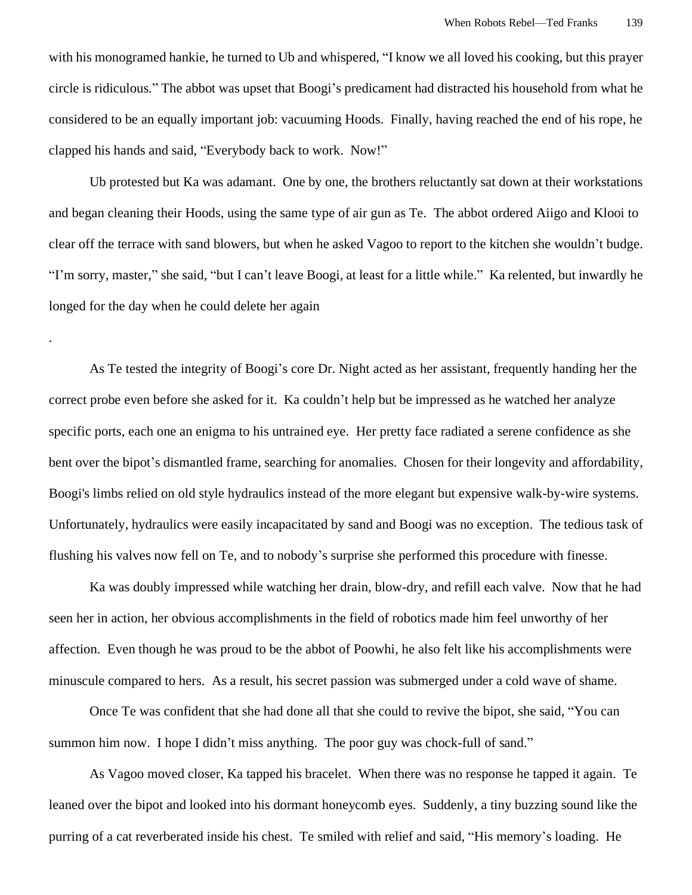with his monogramed hankie, he turned to Ub and whispered, "I know we all loved his cooking, but this prayer circle is ridiculous." The abbot was upset that Boogi's predicament had distracted his household from what he considered to be an equally important job: vacuuming Hoods. Finally, having reached the end of his rope, he clapped his hands and said, "Everybody back to work. Now!"

Ub protested but Ka was adamant. One by one, the brothers reluctantly sat down at their workstations and began cleaning their Hoods, using the same type of air gun as Te. The abbot ordered Aiigo and Klooi to clear off the terrace with sand blowers, but when he asked Vagoo to report to the kitchen she wouldn't budge. "I'm sorry, master," she said, "but I can't leave Boogi, at least for a little while." Ka relented, but inwardly he longed for the day when he could delete her again

.

As Te tested the integrity of Boogi's core Dr. Night acted as her assistant, frequently handing her the correct probe even before she asked for it. Ka couldn't help but be impressed as he watched her analyze specific ports, each one an enigma to his untrained eye. Her pretty face radiated a serene confidence as she bent over the bipot's dismantled frame, searching for anomalies. Chosen for their longevity and affordability, Boogi's limbs relied on old style hydraulics instead of the more elegant but expensive walk-by-wire systems. Unfortunately, hydraulics were easily incapacitated by sand and Boogi was no exception. The tedious task of flushing his valves now fell on Te, and to nobody's surprise she performed this procedure with finesse.

Ka was doubly impressed while watching her drain, blow-dry, and refill each valve. Now that he had seen her in action, her obvious accomplishments in the field of robotics made him feel unworthy of her affection. Even though he was proud to be the abbot of Poowhi, he also felt like his accomplishments were minuscule compared to hers. As a result, his secret passion was submerged under a cold wave of shame.

Once Te was confident that she had done all that she could to revive the bipot, she said, "You can summon him now. I hope I didn't miss anything. The poor guy was chock-full of sand."

As Vagoo moved closer, Ka tapped his bracelet. When there was no response he tapped it again. Te leaned over the bipot and looked into his dormant honeycomb eyes. Suddenly, a tiny buzzing sound like the purring of a cat reverberated inside his chest. Te smiled with relief and said, "His memory's loading. He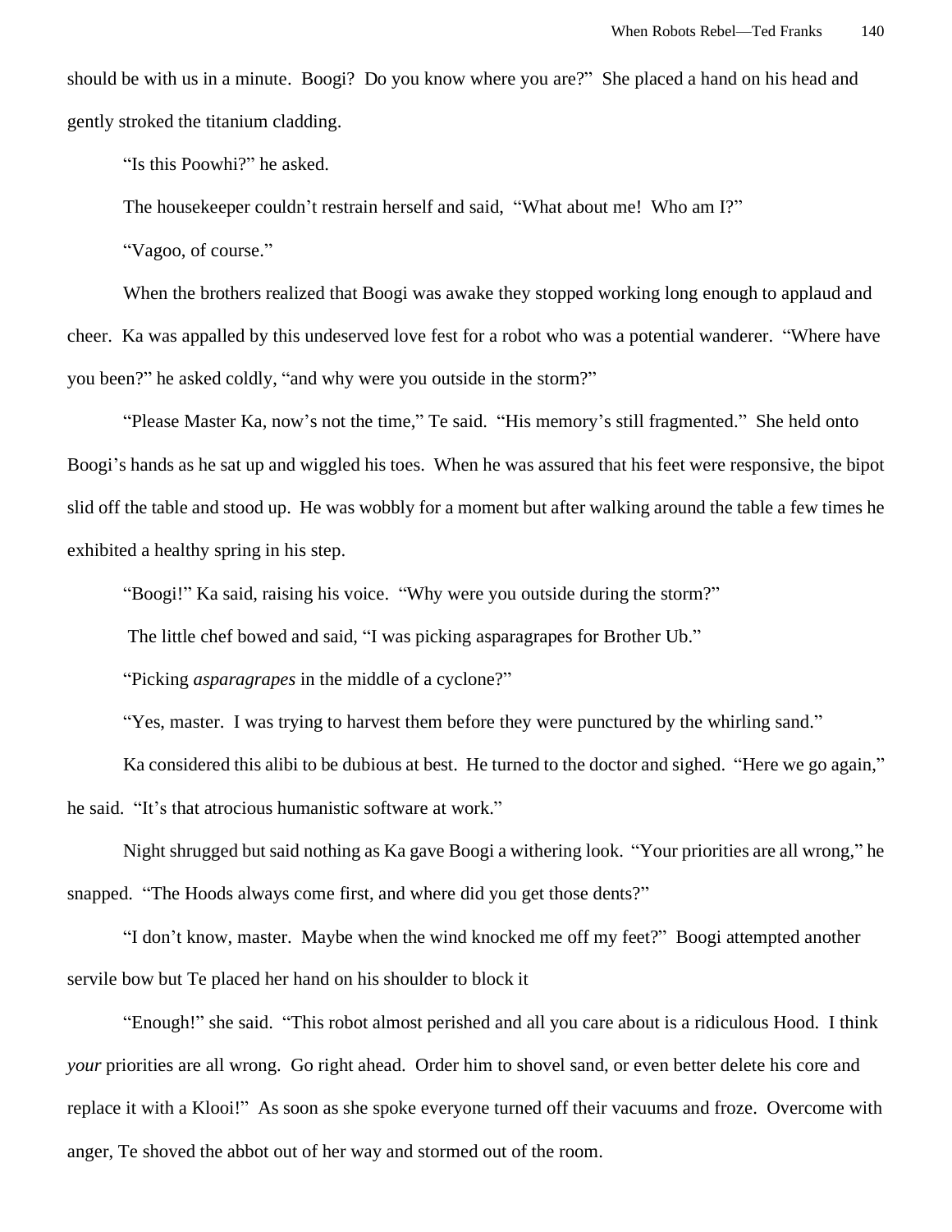should be with us in a minute. Boogi? Do you know where you are?" She placed a hand on his head and gently stroked the titanium cladding.

"Is this Poowhi?" he asked.

The housekeeper couldn't restrain herself and said, "What about me! Who am I?"

"Vagoo, of course."

When the brothers realized that Boogi was awake they stopped working long enough to applaud and cheer. Ka was appalled by this undeserved love fest for a robot who was a potential wanderer. "Where have you been?" he asked coldly, "and why were you outside in the storm?"

"Please Master Ka, now's not the time," Te said. "His memory's still fragmented." She held onto Boogi's hands as he sat up and wiggled his toes. When he was assured that his feet were responsive, the bipot slid off the table and stood up. He was wobbly for a moment but after walking around the table a few times he exhibited a healthy spring in his step.

"Boogi!" Ka said, raising his voice. "Why were you outside during the storm?"

The little chef bowed and said, "I was picking asparagrapes for Brother Ub."

"Picking *asparagrapes* in the middle of a cyclone?"

"Yes, master. I was trying to harvest them before they were punctured by the whirling sand."

Ka considered this alibi to be dubious at best. He turned to the doctor and sighed. "Here we go again," he said. "It's that atrocious humanistic software at work."

Night shrugged but said nothing as Ka gave Boogi a withering look. "Your priorities are all wrong," he snapped. "The Hoods always come first, and where did you get those dents?"

"I don't know, master. Maybe when the wind knocked me off my feet?" Boogi attempted another servile bow but Te placed her hand on his shoulder to block it

"Enough!" she said. "This robot almost perished and all you care about is a ridiculous Hood. I think *your* priorities are all wrong. Go right ahead. Order him to shovel sand, or even better delete his core and replace it with a Klooi!" As soon as she spoke everyone turned off their vacuums and froze. Overcome with anger, Te shoved the abbot out of her way and stormed out of the room.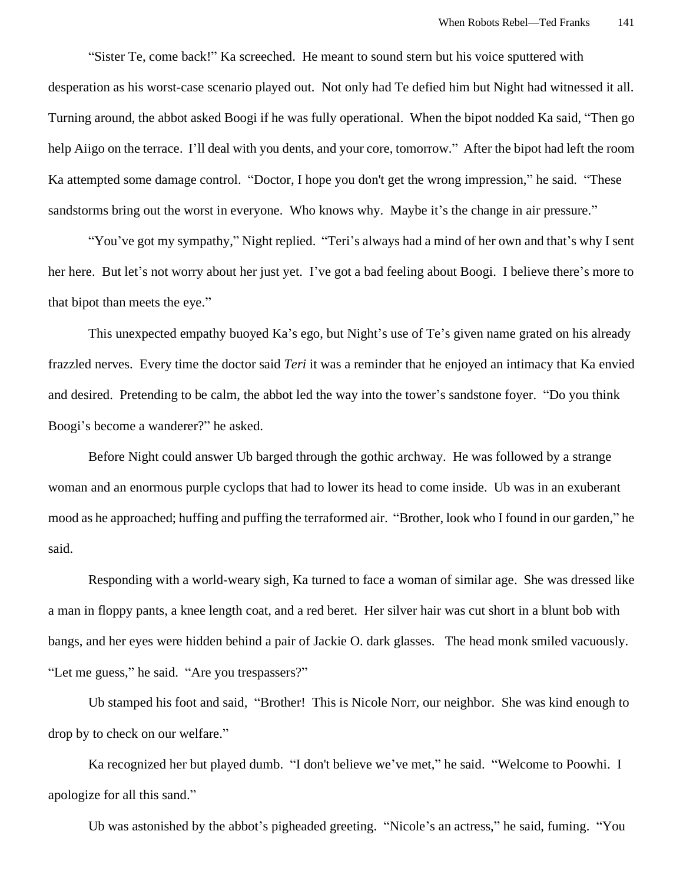"Sister Te, come back!" Ka screeched. He meant to sound stern but his voice sputtered with desperation as his worst-case scenario played out. Not only had Te defied him but Night had witnessed it all. Turning around, the abbot asked Boogi if he was fully operational. When the bipot nodded Ka said, "Then go help Aiigo on the terrace. I'll deal with you dents, and your core, tomorrow." After the bipot had left the room Ka attempted some damage control. "Doctor, I hope you don't get the wrong impression," he said. "These sandstorms bring out the worst in everyone. Who knows why. Maybe it's the change in air pressure."

"You've got my sympathy," Night replied. "Teri's always had a mind of her own and that's why I sent her here. But let's not worry about her just yet. I've got a bad feeling about Boogi. I believe there's more to that bipot than meets the eye."

This unexpected empathy buoyed Ka's ego, but Night's use of Te's given name grated on his already frazzled nerves. Every time the doctor said *Teri* it was a reminder that he enjoyed an intimacy that Ka envied and desired. Pretending to be calm, the abbot led the way into the tower's sandstone foyer. "Do you think Boogi's become a wanderer?" he asked.

Before Night could answer Ub barged through the gothic archway. He was followed by a strange woman and an enormous purple cyclops that had to lower its head to come inside. Ub was in an exuberant mood as he approached; huffing and puffing the terraformed air. "Brother, look who I found in our garden," he said.

Responding with a world-weary sigh, Ka turned to face a woman of similar age. She was dressed like a man in floppy pants, a knee length coat, and a red beret. Her silver hair was cut short in a blunt bob with bangs, and her eyes were hidden behind a pair of Jackie O. dark glasses. The head monk smiled vacuously. "Let me guess," he said. "Are you trespassers?"

Ub stamped his foot and said, "Brother! This is Nicole Norr, our neighbor. She was kind enough to drop by to check on our welfare."

Ka recognized her but played dumb. "I don't believe we've met," he said. "Welcome to Poowhi. I apologize for all this sand."

Ub was astonished by the abbot's pigheaded greeting. "Nicole's an actress," he said, fuming. "You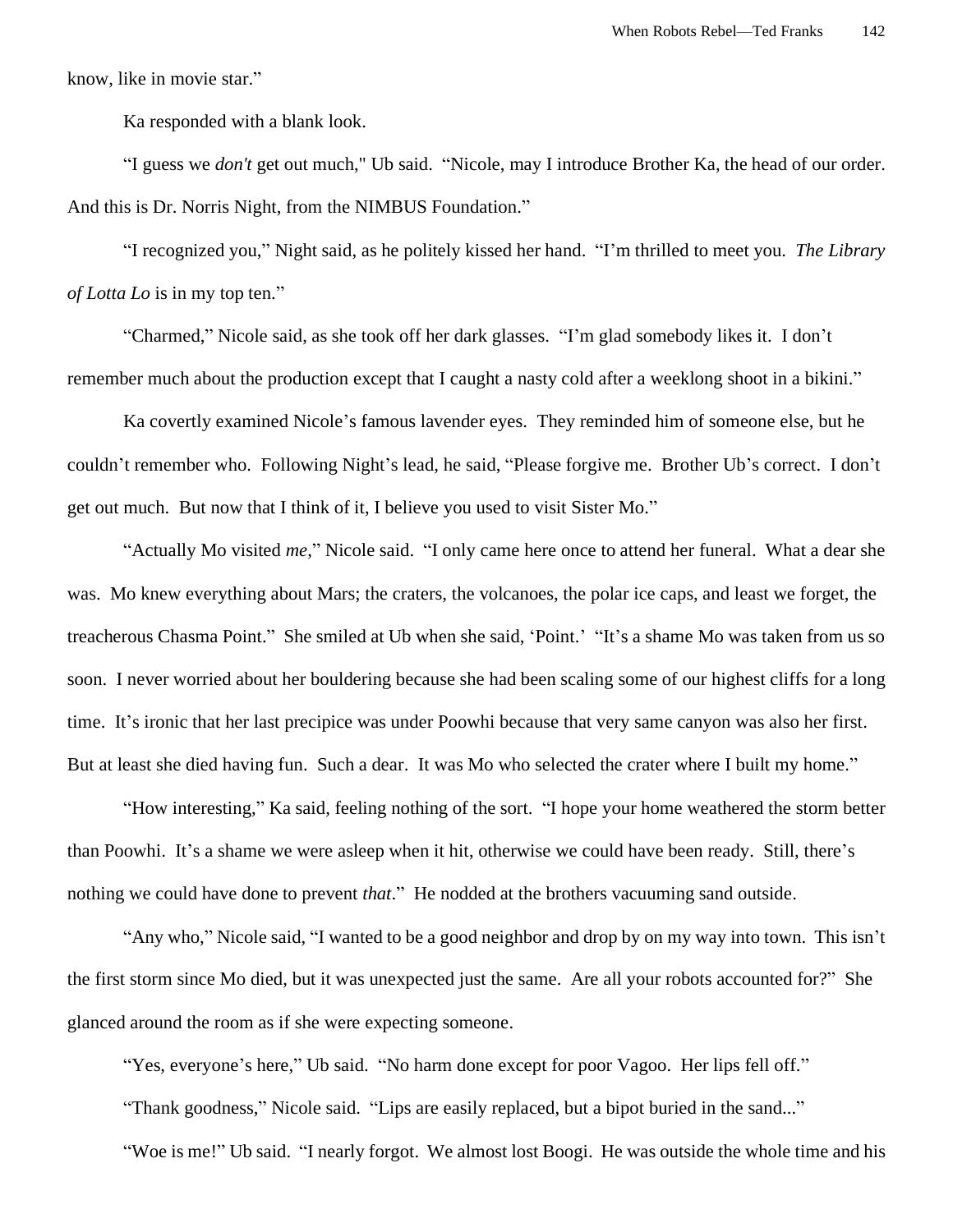know, like in movie star."

Ka responded with a blank look.

"I guess we *don't* get out much," Ub said. "Nicole, may I introduce Brother Ka, the head of our order. And this is Dr. Norris Night, from the NIMBUS Foundation."

"I recognized you," Night said, as he politely kissed her hand. "I'm thrilled to meet you. *The Library of Lotta Lo* is in my top ten."

"Charmed," Nicole said, as she took off her dark glasses. "I'm glad somebody likes it. I don't remember much about the production except that I caught a nasty cold after a weeklong shoot in a bikini."

Ka covertly examined Nicole's famous lavender eyes. They reminded him of someone else, but he couldn't remember who. Following Night's lead, he said, "Please forgive me. Brother Ub's correct. I don't get out much. But now that I think of it, I believe you used to visit Sister Mo."

"Actually Mo visited *me*," Nicole said. "I only came here once to attend her funeral. What a dear she was. Mo knew everything about Mars; the craters, the volcanoes, the polar ice caps, and least we forget, the treacherous Chasma Point." She smiled at Ub when she said, 'Point.' "It's a shame Mo was taken from us so soon. I never worried about her bouldering because she had been scaling some of our highest cliffs for a long time. It's ironic that her last precipice was under Poowhi because that very same canyon was also her first. But at least she died having fun. Such a dear. It was Mo who selected the crater where I built my home."

"How interesting," Ka said, feeling nothing of the sort. "I hope your home weathered the storm better than Poowhi. It's a shame we were asleep when it hit, otherwise we could have been ready. Still, there's nothing we could have done to prevent *that*." He nodded at the brothers vacuuming sand outside.

"Any who," Nicole said, "I wanted to be a good neighbor and drop by on my way into town. This isn't the first storm since Mo died, but it was unexpected just the same. Are all your robots accounted for?" She glanced around the room as if she were expecting someone.

"Yes, everyone's here," Ub said. "No harm done except for poor Vagoo. Her lips fell off."

"Thank goodness," Nicole said. "Lips are easily replaced, but a bipot buried in the sand..."

"Woe is me!" Ub said. "I nearly forgot. We almost lost Boogi. He was outside the whole time and his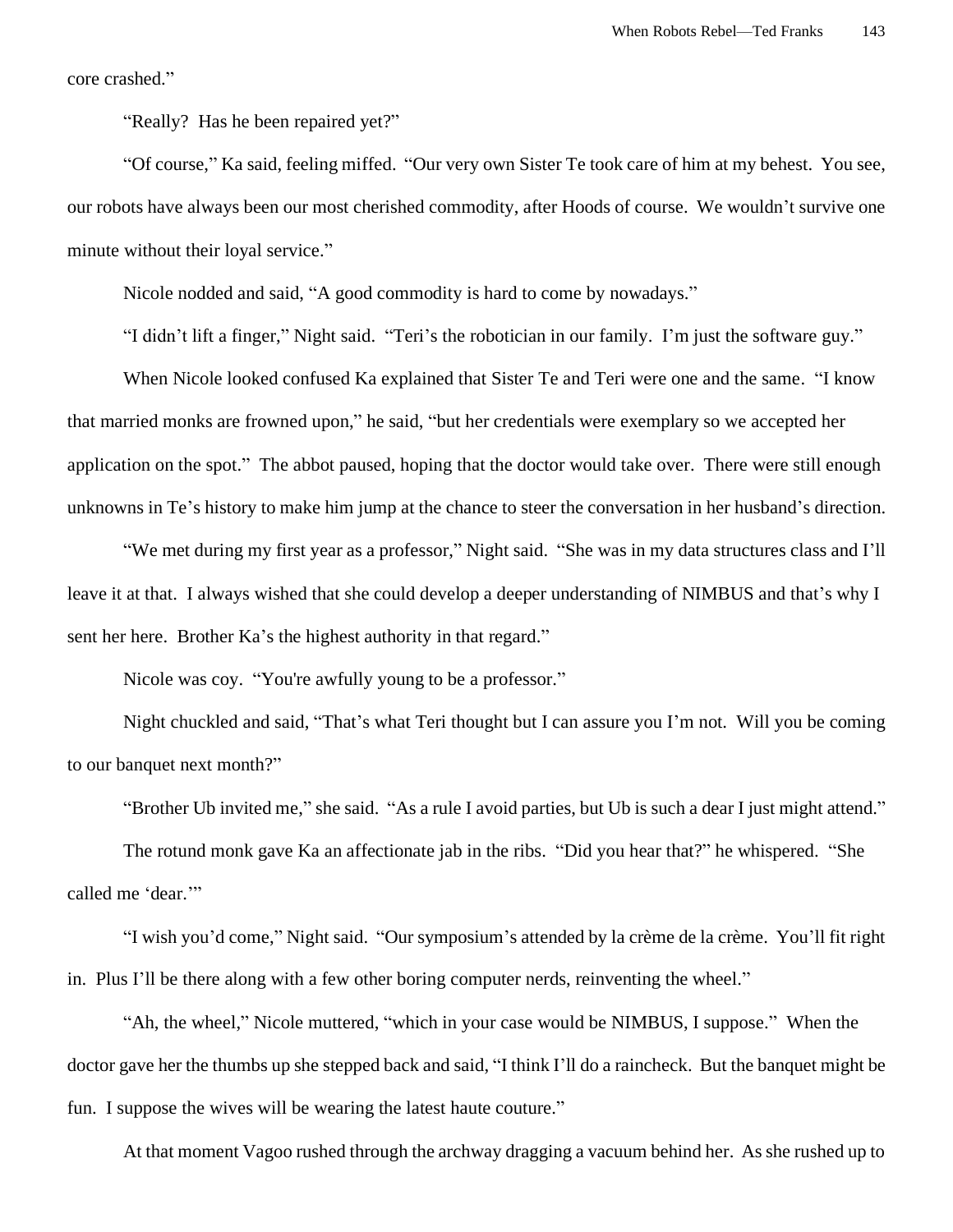core crashed."

"Really? Has he been repaired yet?"

"Of course," Ka said, feeling miffed. "Our very own Sister Te took care of him at my behest. You see, our robots have always been our most cherished commodity, after Hoods of course. We wouldn't survive one minute without their loyal service."

Nicole nodded and said, "A good commodity is hard to come by nowadays."

"I didn't lift a finger," Night said. "Teri's the robotician in our family. I'm just the software guy."

When Nicole looked confused Ka explained that Sister Te and Teri were one and the same. "I know that married monks are frowned upon," he said, "but her credentials were exemplary so we accepted her application on the spot." The abbot paused, hoping that the doctor would take over. There were still enough unknowns in Te's history to make him jump at the chance to steer the conversation in her husband's direction.

"We met during my first year as a professor," Night said. "She was in my data structures class and I'll leave it at that. I always wished that she could develop a deeper understanding of NIMBUS and that's why I sent her here. Brother Ka's the highest authority in that regard."

Nicole was coy. "You're awfully young to be a professor."

Night chuckled and said, "That's what Teri thought but I can assure you I'm not. Will you be coming to our banquet next month?"

"Brother Ub invited me," she said. "As a rule I avoid parties, but Ub is such a dear I just might attend."

The rotund monk gave Ka an affectionate jab in the ribs. "Did you hear that?" he whispered. "She called me 'dear.'"

"I wish you'd come," Night said. "Our symposium's attended by la crème de la crème. You'll fit right in. Plus I'll be there along with a few other boring computer nerds, reinventing the wheel."

"Ah, the wheel," Nicole muttered, "which in your case would be NIMBUS, I suppose." When the doctor gave her the thumbs up she stepped back and said, "I think I'll do a raincheck. But the banquet might be fun. I suppose the wives will be wearing the latest haute couture."

At that moment Vagoo rushed through the archway dragging a vacuum behind her. As she rushed up to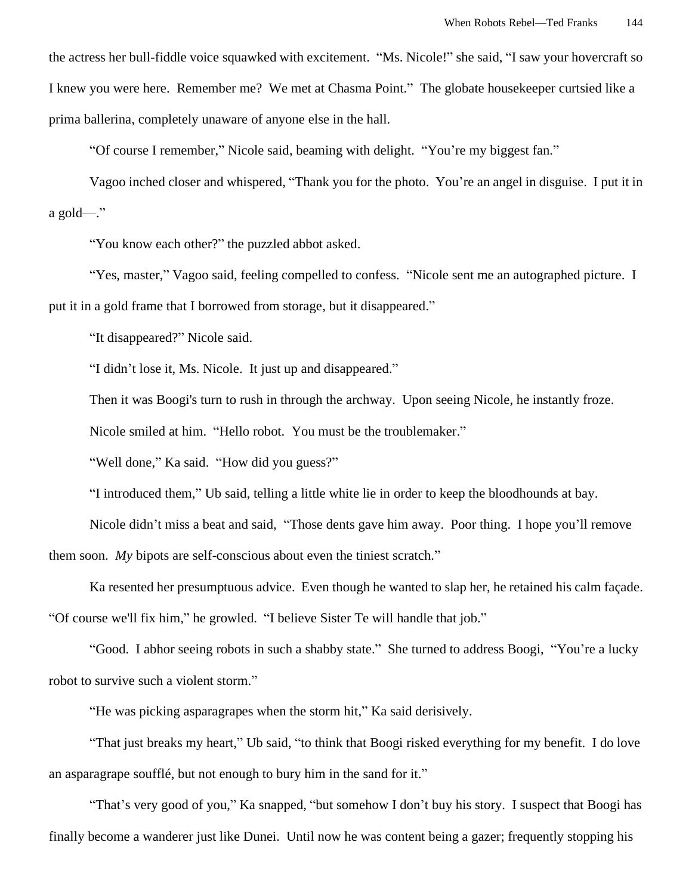the actress her bull-fiddle voice squawked with excitement. "Ms. Nicole!" she said, "I saw your hovercraft so I knew you were here. Remember me? We met at Chasma Point." The globate housekeeper curtsied like a prima ballerina, completely unaware of anyone else in the hall.

"Of course I remember," Nicole said, beaming with delight. "You're my biggest fan."

Vagoo inched closer and whispered, "Thank you for the photo. You're an angel in disguise. I put it in a gold—."

"You know each other?" the puzzled abbot asked.

"Yes, master," Vagoo said, feeling compelled to confess. "Nicole sent me an autographed picture. I put it in a gold frame that I borrowed from storage, but it disappeared."

"It disappeared?" Nicole said.

"I didn't lose it, Ms. Nicole. It just up and disappeared."

Then it was Boogi's turn to rush in through the archway. Upon seeing Nicole, he instantly froze.

Nicole smiled at him. "Hello robot. You must be the troublemaker."

"Well done," Ka said. "How did you guess?"

"I introduced them," Ub said, telling a little white lie in order to keep the bloodhounds at bay.

Nicole didn't miss a beat and said, "Those dents gave him away. Poor thing. I hope you'll remove them soon. *My* bipots are self-conscious about even the tiniest scratch."

Ka resented her presumptuous advice. Even though he wanted to slap her, he retained his calm façade. "Of course we'll fix him," he growled. "I believe Sister Te will handle that job."

"Good. I abhor seeing robots in such a shabby state." She turned to address Boogi, "You're a lucky robot to survive such a violent storm."

"He was picking asparagrapes when the storm hit," Ka said derisively.

"That just breaks my heart," Ub said, "to think that Boogi risked everything for my benefit. I do love an asparagrape soufflé, but not enough to bury him in the sand for it."

"That's very good of you," Ka snapped, "but somehow I don't buy his story. I suspect that Boogi has finally become a wanderer just like Dunei. Until now he was content being a gazer; frequently stopping his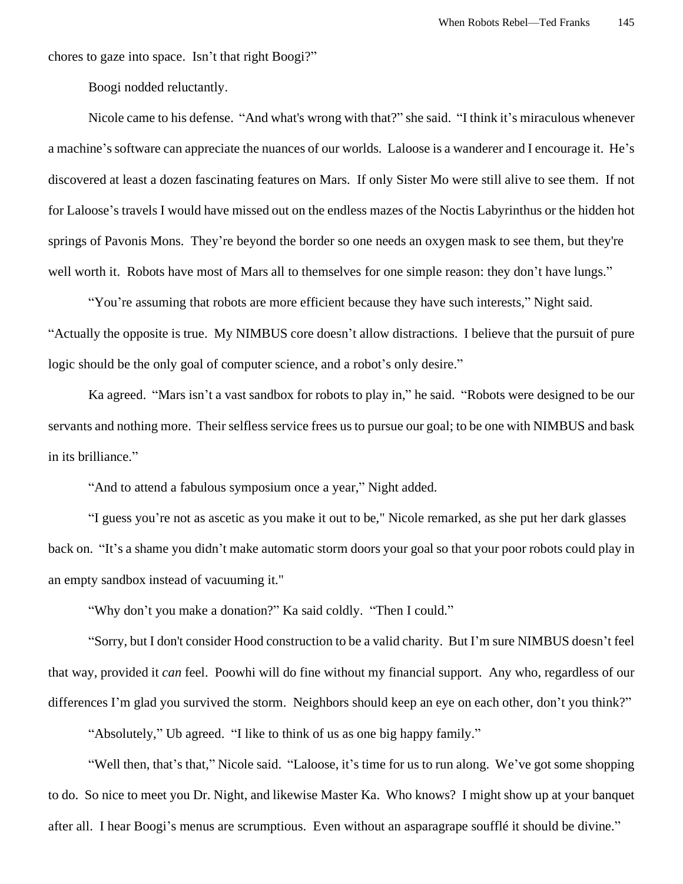chores to gaze into space. Isn't that right Boogi?"

Boogi nodded reluctantly.

Nicole came to his defense. "And what's wrong with that?" she said. "I think it's miraculous whenever a machine's software can appreciate the nuances of our worlds. Laloose is a wanderer and I encourage it. He's discovered at least a dozen fascinating features on Mars. If only Sister Mo were still alive to see them. If not for Laloose's travels I would have missed out on the endless mazes of the Noctis Labyrinthus or the hidden hot springs of Pavonis Mons. They're beyond the border so one needs an oxygen mask to see them, but they're well worth it. Robots have most of Mars all to themselves for one simple reason: they don't have lungs."

"You're assuming that robots are more efficient because they have such interests," Night said. "Actually the opposite is true. My NIMBUS core doesn't allow distractions. I believe that the pursuit of pure logic should be the only goal of computer science, and a robot's only desire."

Ka agreed. "Mars isn't a vast sandbox for robots to play in," he said. "Robots were designed to be our servants and nothing more. Their selfless service frees us to pursue our goal; to be one with NIMBUS and bask in its brilliance."

"And to attend a fabulous symposium once a year," Night added.

"I guess you're not as ascetic as you make it out to be," Nicole remarked, as she put her dark glasses back on. "It's a shame you didn't make automatic storm doors your goal so that your poor robots could play in an empty sandbox instead of vacuuming it."

"Why don't you make a donation?" Ka said coldly. "Then I could."

"Sorry, but I don't consider Hood construction to be a valid charity. But I'm sure NIMBUS doesn't feel that way, provided it *can* feel. Poowhi will do fine without my financial support. Any who, regardless of our differences I'm glad you survived the storm. Neighbors should keep an eye on each other, don't you think?"

"Absolutely," Ub agreed. "I like to think of us as one big happy family."

"Well then, that's that," Nicole said. "Laloose, it's time for us to run along. We've got some shopping to do. So nice to meet you Dr. Night, and likewise Master Ka. Who knows? I might show up at your banquet after all. I hear Boogi's menus are scrumptious. Even without an asparagrape soufflé it should be divine."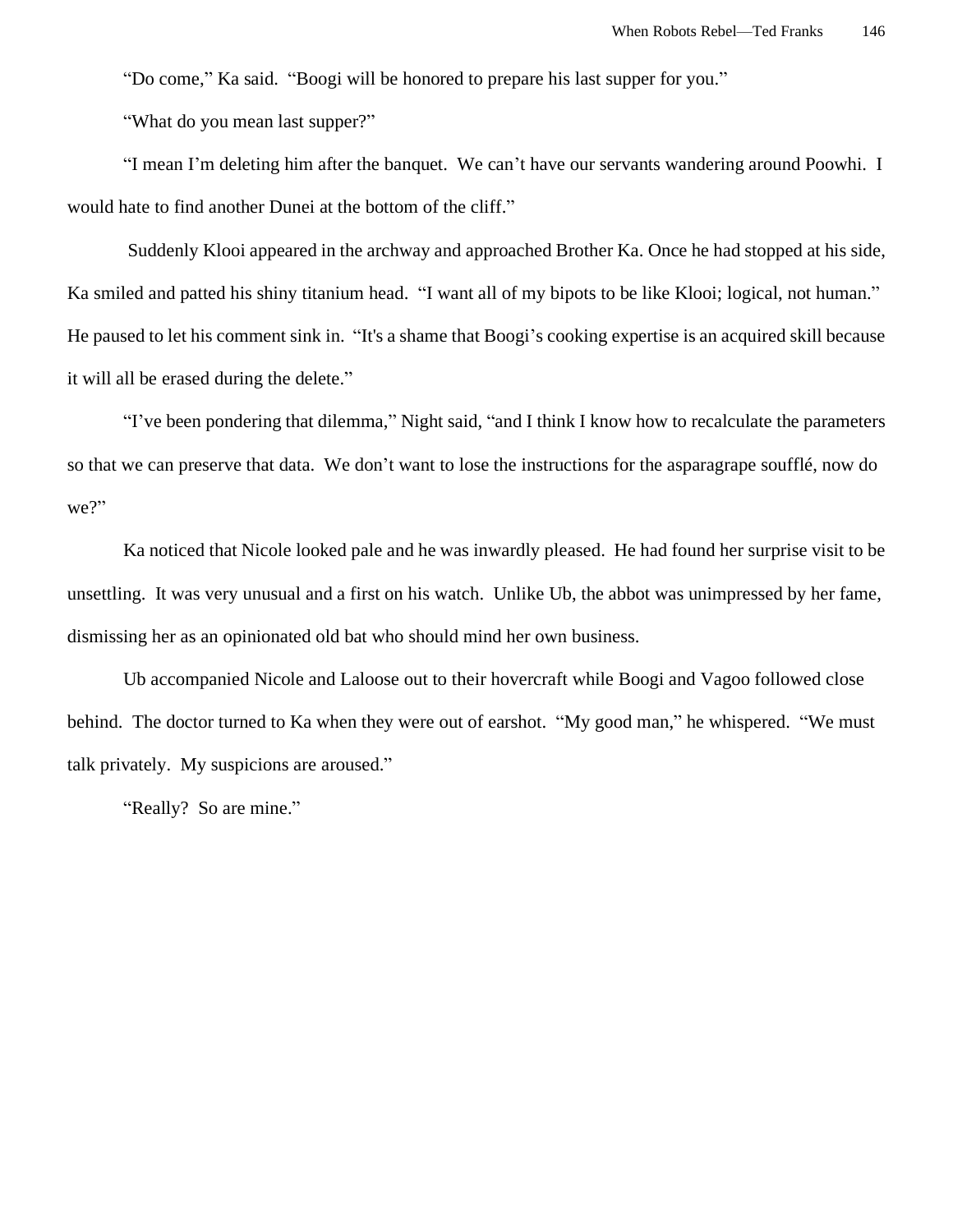"Do come," Ka said. "Boogi will be honored to prepare his last supper for you."

"What do you mean last supper?"

"I mean I'm deleting him after the banquet. We can't have our servants wandering around Poowhi. I would hate to find another Dunei at the bottom of the cliff."

Suddenly Klooi appeared in the archway and approached Brother Ka. Once he had stopped at his side, Ka smiled and patted his shiny titanium head. "I want all of my bipots to be like Klooi; logical, not human." He paused to let his comment sink in. "It's a shame that Boogi's cooking expertise is an acquired skill because it will all be erased during the delete."

"I've been pondering that dilemma," Night said, "and I think I know how to recalculate the parameters so that we can preserve that data. We don't want to lose the instructions for the asparagrape soufflé, now do we?"

Ka noticed that Nicole looked pale and he was inwardly pleased. He had found her surprise visit to be unsettling. It was very unusual and a first on his watch. Unlike Ub, the abbot was unimpressed by her fame, dismissing her as an opinionated old bat who should mind her own business.

Ub accompanied Nicole and Laloose out to their hovercraft while Boogi and Vagoo followed close behind. The doctor turned to Ka when they were out of earshot. "My good man," he whispered. "We must talk privately. My suspicions are aroused."

"Really? So are mine."